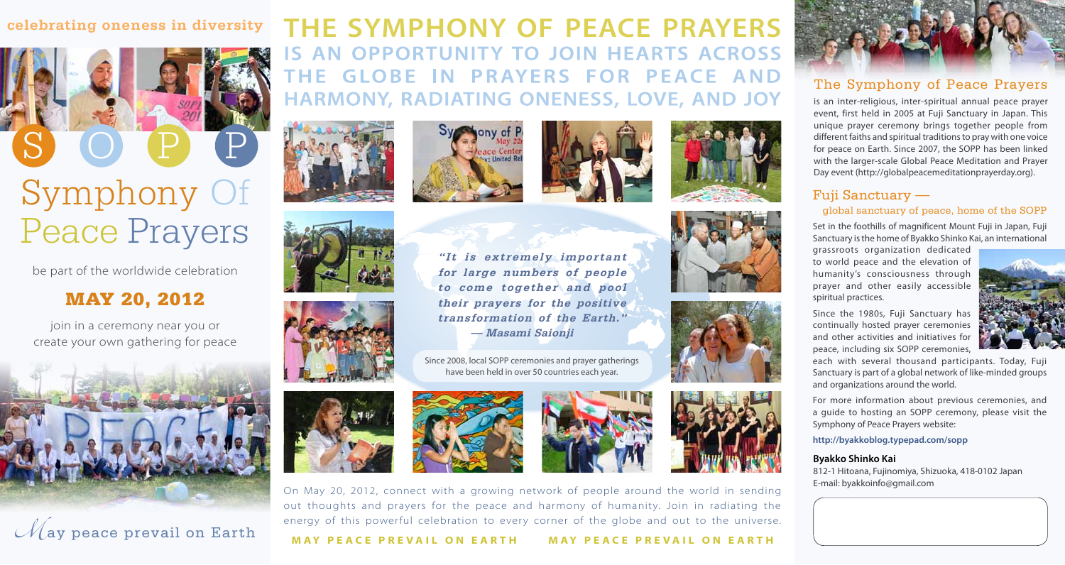celebrating oneness in diversity

S O P P

# Symphony Of Peace Prayers

be part of the worldwide celebration

## MAY 20, 2012

join in a ceremony near you or create your own gathering for peace

*May peace prevail on Earth*

# THE SYMPHONY OF PEACE PRAYERS IS AN OPPORTUNITY TO JOIN HEARTS ACROSS THE GLOBE IN PRAYERS FOR PEACE AND HARMONY, RADIATING ONENESS, LOVE, AND JOY

***"It is extremely important for large numbers of people to come together and pool their prayers for the positive transformation of the Earth."***
***— Masami Saionji***

Since 2008, local SOPP ceremonies and prayer gatherings have been held in over 50 countries each year.

On May 20, 2012, connect with a growing network of people around the world in sending out thoughts and prayers for the peace and harmony of humanity. Join in radiating the energy of this powerful celebration to every corner of the globe and out to the universe.

**MAY PEACE PREVAIL ON EARTH     MAY PEACE PREVAIL ON EARTH**

## The Symphony of Peace Prayers

is an inter-religious, inter-spiritual annual peace prayer event, first held in 2005 at Fuji Sanctuary in Japan. This unique prayer ceremony brings together people from different faiths and spiritual traditions to pray with one voice for peace on Earth. Since 2007, the SOPP has been linked with the larger-scale Global Peace Meditation and Prayer Day event (http://globalpeacemeditationprayerday.org).

## Fuji Sanctuary —

### global sanctuary of peace, home of the SOPP

Set in the foothills of magnificent Mount Fuji in Japan, Fuji Sanctuary is the home of Byakko Shinko Kai, an international grassroots organization dedicated to world peace and the elevation of humanity's consciousness through prayer and other easily accessible spiritual practices.

Since the 1980s, Fuji Sanctuary has continually hosted prayer ceremonies and other activities and initiatives for peace, including six SOPP ceremonies, each with several thousand participants. Today, Fuji Sanctuary is part of a global network of like-minded groups and organizations around the world.

For more information about previous ceremonies, and a guide to hosting an SOPP ceremony, please visit the Symphony of Peace Prayers website:

**http://byakkoblog.typepad.com/sopp**

**Byakko Shinko Kai**
812-1 Hitoana, Fujinomiya, Shizuoka, 418-0102 Japan
E-mail: byakkoinfo@gmail.com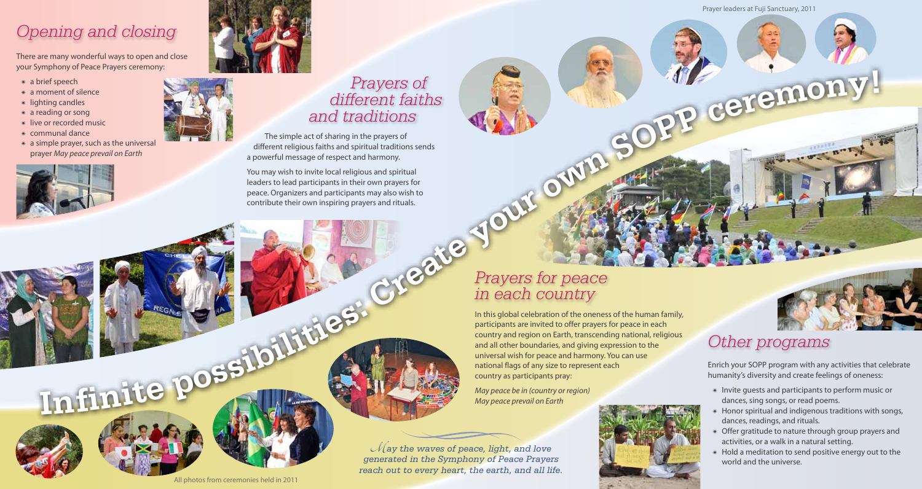## Opening and closing

There are many wonderful ways to open and close your Symphony of Peace Prayers ceremony:

- a brief speech
- a moment of silence
- lighting candles
- a reading or song
- live or recorded music
- communal dance
- a simple prayer, such as the universal prayer *May peace prevail on Earth*

## Prayers of different faiths and traditions

The simple act of sharing in the prayers of different religious faiths and spiritual traditions sends a powerful message of respect and harmony.

You may wish to invite local religious and spiritual leaders to lead participants in their own prayers for peace. Organizers and participants may also wish to contribute their own inspiring prayers and rituals.

Prayer leaders at Fuji Sanctuary, 2011

# Infinite possibilities: Create your own SOPP ceremony!

## Prayers for peace in each country

In this global celebration of the oneness of the human family, participants are invited to offer prayers for peace in each country and region on Earth, transcending national, religious and all other boundaries, and giving expression to the universal wish for peace and harmony. You can use national flags of any size to represent each country as participants pray:

*May peace be in (country or region)*
*May peace prevail on Earth*

## Other programs

Enrich your SOPP program with any activities that celebrate humanity's diversity and create feelings of oneness:

- Invite guests and participants to perform music or dances, sing songs, or read poems.
- Honor spiritual and indigenous traditions with songs, dances, readings, and rituals.
- Offer gratitude to nature through group prayers and activities, or a walk in a natural setting.
- Hold a meditation to send positive energy out to the world and the universe.

*May the waves of peace, light, and love generated in the Symphony of Peace Prayers reach out to every heart, the earth, and all life.*

All photos from ceremonies held in 2011